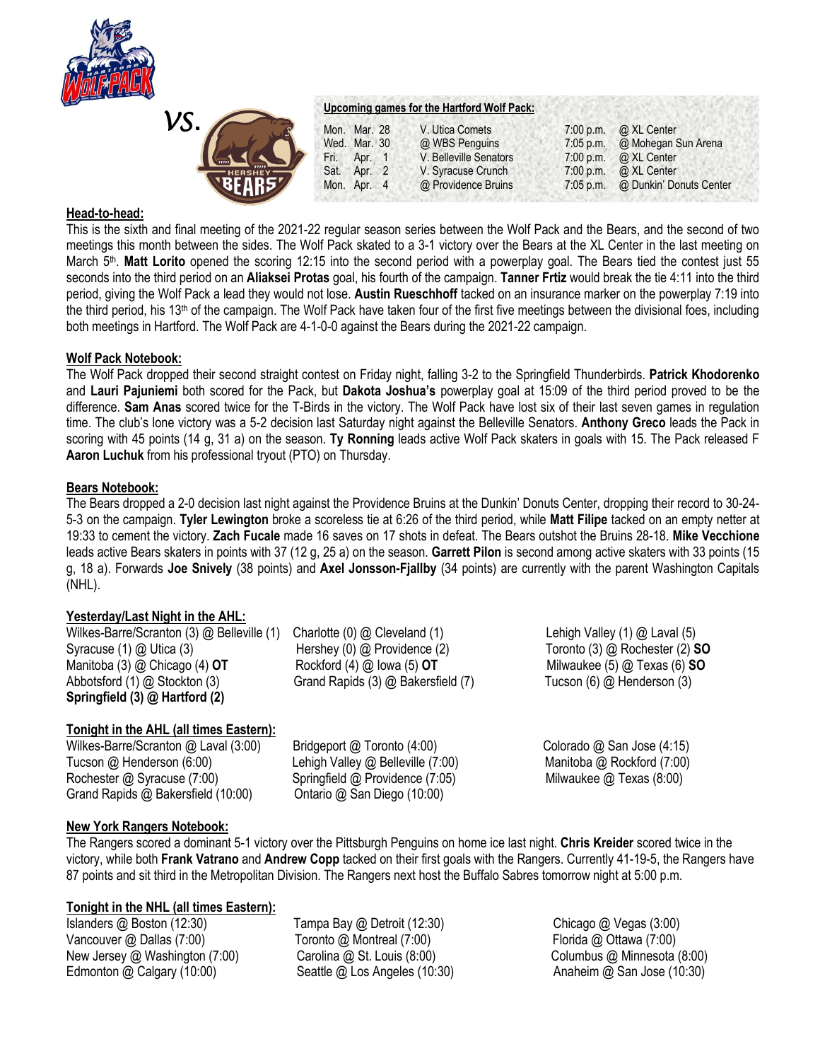*vs.*

**Upcoming games for the Hartford Wolf Pack:**

| | | | | |
|---|---|---|---|---|
| Mon. | Mar. 28 | V. Utica Comets | 7:00 p.m. | @ XL Center |
| Wed. | Mar. 30 | @ WBS Penguins | 7:05 p.m. | @ Mohegan Sun Arena |
| Fri. | Apr. 1 | V. Belleville Senators | 7:00 p.m. | @ XL Center |
| Sat. | Apr. 2 | V. Syracuse Crunch | 7:00 p.m. | @ XL Center |
| Mon. | Apr. 4 | @ Providence Bruins | 7:05 p.m. | @ Dunkin' Donuts Center |

## Head-to-head:

This is the sixth and final meeting of the 2021-22 regular season series between the Wolf Pack and the Bears, and the second of two meetings this month between the sides. The Wolf Pack skated to a 3-1 victory over the Bears at the XL Center in the last meeting on March 5th. **Matt Lorito** opened the scoring 12:15 into the second period with a powerplay goal. The Bears tied the contest just 55 seconds into the third period on an **Aliaksei Protas** goal, his fourth of the campaign. **Tanner Frtiz** would break the tie 4:11 into the third period, giving the Wolf Pack a lead they would not lose. **Austin Rueschhoff** tacked on an insurance marker on the powerplay 7:19 into the third period, his 13th of the campaign. The Wolf Pack have taken four of the first five meetings between the divisional foes, including both meetings in Hartford. The Wolf Pack are 4-1-0-0 against the Bears during the 2021-22 campaign.

## Wolf Pack Notebook:

The Wolf Pack dropped their second straight contest on Friday night, falling 3-2 to the Springfield Thunderbirds. **Patrick Khodorenko** and **Lauri Pajuniemi** both scored for the Pack, but **Dakota Joshua's** powerplay goal at 15:09 of the third period proved to be the difference. **Sam Anas** scored twice for the T-Birds in the victory. The Wolf Pack have lost six of their last seven games in regulation time. The club's lone victory was a 5-2 decision last Saturday night against the Belleville Senators. **Anthony Greco** leads the Pack in scoring with 45 points (14 g, 31 a) on the season. **Ty Ronning** leads active Wolf Pack skaters in goals with 15. The Pack released F **Aaron Luchuk** from his professional tryout (PTO) on Thursday.

## Bears Notebook:

The Bears dropped a 2-0 decision last night against the Providence Bruins at the Dunkin' Donuts Center, dropping their record to 30-24-5-3 on the campaign. **Tyler Lewington** broke a scoreless tie at 6:26 of the third period, while **Matt Filipe** tacked on an empty netter at 19:33 to cement the victory. **Zach Fucale** made 16 saves on 17 shots in defeat. The Bears outshot the Bruins 28-18. **Mike Vecchione** leads active Bears skaters in points with 37 (12 g, 25 a) on the season. **Garrett Pilon** is second among active skaters with 33 points (15 g, 18 a). Forwards **Joe Snively** (38 points) and **Axel Jonsson-Fjallby** (34 points) are currently with the parent Washington Capitals (NHL).

## Yesterday/Last Night in the AHL:

Wilkes-Barre/Scranton (3) @ Belleville (1)
Syracuse (1) @ Utica (3)
Manitoba (3) @ Chicago (4) **OT**
Abbotsford (1) @ Stockton (3)
**Springfield (3) @ Hartford (2)**
Charlotte (0) @ Cleveland (1)
Hershey (0) @ Providence (2)
Rockford (4) @ Iowa (5) **OT**
Grand Rapids (3) @ Bakersfield (7)
Lehigh Valley (1) @ Laval (5)
Toronto (3) @ Rochester (2) **SO**
Milwaukee (5) @ Texas (6) **SO**
Tucson (6) @ Henderson (3)

## Tonight in the AHL (all times Eastern):

Wilkes-Barre/Scranton @ Laval (3:00)
Tucson @ Henderson (6:00)
Rochester @ Syracuse (7:00)
Grand Rapids @ Bakersfield (10:00)
Bridgeport @ Toronto (4:00)
Lehigh Valley @ Belleville (7:00)
Springfield @ Providence (7:05)
Ontario @ San Diego (10:00)
Colorado @ San Jose (4:15)
Manitoba @ Rockford (7:00)
Milwaukee @ Texas (8:00)

## New York Rangers Notebook:

The Rangers scored a dominant 5-1 victory over the Pittsburgh Penguins on home ice last night. **Chris Kreider** scored twice in the victory, while both **Frank Vatrano** and **Andrew Copp** tacked on their first goals with the Rangers. Currently 41-19-5, the Rangers have 87 points and sit third in the Metropolitan Division. The Rangers next host the Buffalo Sabres tomorrow night at 5:00 p.m.

## Tonight in the NHL (all times Eastern):

Islanders @ Boston (12:30)
Vancouver @ Dallas (7:00)
New Jersey @ Washington (7:00)
Edmonton @ Calgary (10:00)
Tampa Bay @ Detroit (12:30)
Toronto @ Montreal (7:00)
Carolina @ St. Louis (8:00)
Seattle @ Los Angeles (10:30)
Chicago @ Vegas (3:00)
Florida @ Ottawa (7:00)
Columbus @ Minnesota (8:00)
Anaheim @ San Jose (10:30)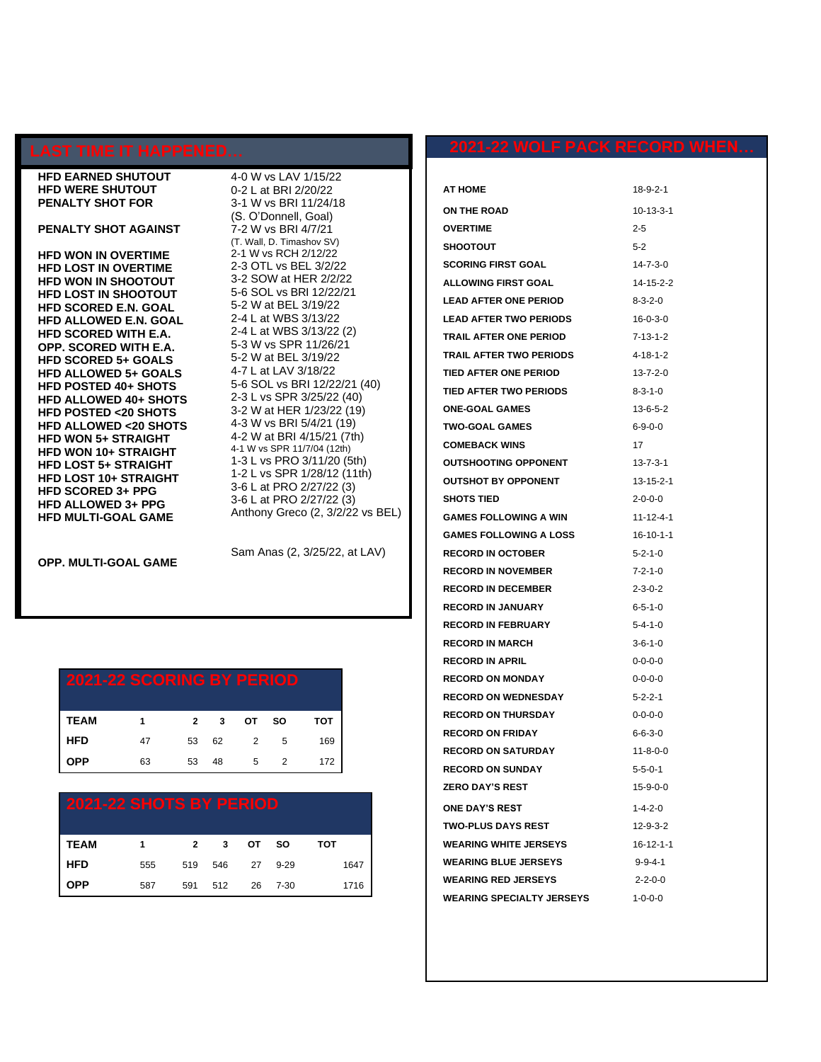## LAST TIME IT HAPPENED…

| | |
|---|---|
| **HFD EARNED SHUTOUT** | 4-0 W vs LAV 1/15/22 |
| **HFD WERE SHUTOUT** | 0-2 L at BRI 2/20/22 |
| **PENALTY SHOT FOR** | 3-1 W vs BRI 11/24/18 (S. O'Donnell, Goal) |
| **PENALTY SHOT AGAINST** | 7-2 W vs BRI 4/7/21 (T. Wall, D. Timashov SV) |
| **HFD WON IN OVERTIME** | 2-1 W vs RCH 2/12/22 |
| **HFD LOST IN OVERTIME** | 2-3 OTL vs BEL 3/2/22 |
| **HFD WON IN SHOOTOUT** | 3-2 SOW at HER 2/2/22 |
| **HFD LOST IN SHOOTOUT** | 5-6 SOL vs BRI 12/22/21 |
| **HFD SCORED E.N. GOAL** | 5-2 W at BEL 3/19/22 |
| **HFD ALLOWED E.N. GOAL** | 2-4 L at WBS 3/13/22 |
| **HFD SCORED WITH E.A.** | 2-4 L at WBS 3/13/22 (2) |
| **OPP. SCORED WITH E.A.** | 5-3 W vs SPR 11/26/21 |
| **HFD SCORED 5+ GOALS** | 5-2 W at BEL 3/19/22 |
| **HFD ALLOWED 5+ GOALS** | 4-7 L at LAV 3/18/22 |
| **HFD POSTED 40+ SHOTS** | 5-6 SOL vs BRI 12/22/21 (40) |
| **HFD ALLOWED 40+ SHOTS** | 2-3 L vs SPR 3/25/22 (40) |
| **HFD POSTED <20 SHOTS** | 3-2 W at HER 1/23/22 (19) |
| **HFD ALLOWED <20 SHOTS** | 4-3 W vs BRI 5/4/21 (19) |
| **HFD WON 5+ STRAIGHT** | 4-2 W at BRI 4/15/21 (7th) |
| **HFD WON 10+ STRAIGHT** | 4-1 W vs SPR 11/7/04 (12th) |
| **HFD LOST 5+ STRAIGHT** | 1-3 L vs PRO 3/11/20 (5th) |
| **HFD LOST 10+ STRAIGHT** | 1-2 L vs SPR 1/28/12 (11th) |
| **HFD SCORED 3+ PPG** | 3-6 L at PRO 2/27/22 (3) |
| **HFD ALLOWED 3+ PPG** | 3-6 L at PRO 2/27/22 (3) |
| **HFD MULTI-GOAL GAME** | Anthony Greco (2, 3/2/22 vs BEL) |
| **OPP. MULTI-GOAL GAME** | Sam Anas (2, 3/25/22, at LAV) |

## 2021-22 SCORING BY PERIOD

| TEAM | 1 | 2 | 3 | OT | SO | TOT |
|---|---|---|---|---|---|---|
| HFD | 47 | 53 | 62 | 2 | 5 | 169 |
| OPP | 63 | 53 | 48 | 5 | 2 | 172 |

## 2021-22 SHOTS BY PERIOD

| TEAM | 1 | 2 | 3 | OT | SO | TOT |
|---|---|---|---|---|---|---|
| HFD | 555 | 519 | 546 | 27 | 9-29 | 1647 |
| OPP | 587 | 591 | 512 | 26 | 7-30 | 1716 |

## 2021-22 WOLF PACK RECORD WHEN…

| | |
|---|---|
| **AT HOME** | 18-9-2-1 |
| **ON THE ROAD** | 10-13-3-1 |
| **OVERTIME** | 2-5 |
| **SHOOTOUT** | 5-2 |
| **SCORING FIRST GOAL** | 14-7-3-0 |
| **ALLOWING FIRST GOAL** | 14-15-2-2 |
| **LEAD AFTER ONE PERIOD** | 8-3-2-0 |
| **LEAD AFTER TWO PERIODS** | 16-0-3-0 |
| **TRAIL AFTER ONE PERIOD** | 7-13-1-2 |
| **TRAIL AFTER TWO PERIODS** | 4-18-1-2 |
| **TIED AFTER ONE PERIOD** | 13-7-2-0 |
| **TIED AFTER TWO PERIODS** | 8-3-1-0 |
| **ONE-GOAL GAMES** | 13-6-5-2 |
| **TWO-GOAL GAMES** | 6-9-0-0 |
| **COMEBACK WINS** | 17 |
| **OUTSHOOTING OPPONENT** | 13-7-3-1 |
| **OUTSHOT BY OPPONENT** | 13-15-2-1 |
| **SHOTS TIED** | 2-0-0-0 |
| **GAMES FOLLOWING A WIN** | 11-12-4-1 |
| **GAMES FOLLOWING A LOSS** | 16-10-1-1 |
| **RECORD IN OCTOBER** | 5-2-1-0 |
| **RECORD IN NOVEMBER** | 7-2-1-0 |
| **RECORD IN DECEMBER** | 2-3-0-2 |
| **RECORD IN JANUARY** | 6-5-1-0 |
| **RECORD IN FEBRUARY** | 5-4-1-0 |
| **RECORD IN MARCH** | 3-6-1-0 |
| **RECORD IN APRIL** | 0-0-0-0 |
| **RECORD ON MONDAY** | 0-0-0-0 |
| **RECORD ON WEDNESDAY** | 5-2-2-1 |
| **RECORD ON THURSDAY** | 0-0-0-0 |
| **RECORD ON FRIDAY** | 6-6-3-0 |
| **RECORD ON SATURDAY** | 11-8-0-0 |
| **RECORD ON SUNDAY** | 5-5-0-1 |
| **ZERO DAY'S REST** | 15-9-0-0 |
| **ONE DAY'S REST** | 1-4-2-0 |
| **TWO-PLUS DAYS REST** | 12-9-3-2 |
| **WEARING WHITE JERSEYS** | 16-12-1-1 |
| **WEARING BLUE JERSEYS** | 9-9-4-1 |
| **WEARING RED JERSEYS** | 2-2-0-0 |
| **WEARING SPECIALTY JERSEYS** | 1-0-0-0 |